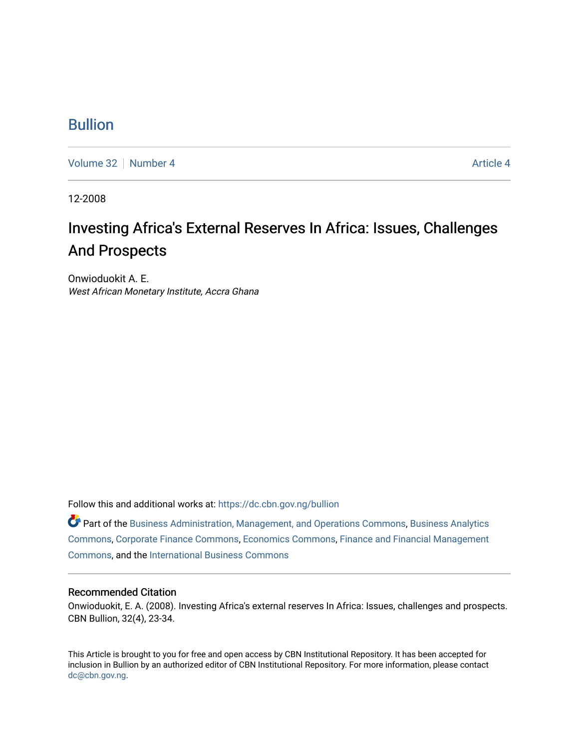# Bullion

Volume 32 | Number 4 | Article 4

12-2008

## Investing Africa's External Reserves In Africa: Issues, Challenges And Prospects

Onwioduokit A. E.
*West African Monetary Institute, Accra Ghana*

Follow this and additional works at: https://dc.cbn.gov.ng/bullion

Part of the Business Administration, Management, and Operations Commons, Business Analytics Commons, Corporate Finance Commons, Economics Commons, Finance and Financial Management Commons, and the International Business Commons

### Recommended Citation

Onwioduokit, E. A. (2008). Investing Africa's external reserves In Africa: Issues, challenges and prospects. CBN Bullion, 32(4), 23-34.

This Article is brought to you for free and open access by CBN Institutional Repository. It has been accepted for inclusion in Bullion by an authorized editor of CBN Institutional Repository. For more information, please contact dc@cbn.gov.ng.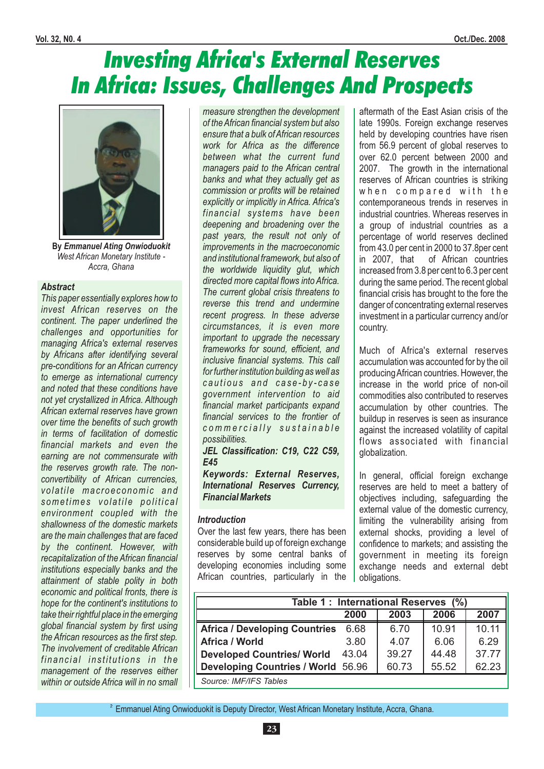# Investing Africa's External Reserves In Africa: Issues, Challenges And Prospects

By ***Emmanuel Ating Onwioduokit***
*West African Monetary Institute - Accra, Ghana*

***Abstract***

*This paper essentially explores how to invest African reserves on the continent. The paper underlined the challenges and opportunities for managing Africa's external reserves by Africans after identifying several pre-conditions for an African currency to emerge as international currency and noted that these conditions have not yet crystallized in Africa. Although African external reserves have grown over time the benefits of such growth in terms of facilitation of domestic financial markets and even the earning are not commensurate with the reserves growth rate. The non-convertibility of African currencies, volatile macroeconomic and sometimes volatile political environment coupled with the shallowness of the domestic markets are the main challenges that are faced by the continent. However, with recapitalization of the African financial institutions especially banks and the attainment of stable polity in both economic and political fronts, there is hope for the continent's institutions to take their rightful place in the emerging global financial system by first using the African resources as the first step. The involvement of creditable African financial institutions in the management of the reserves either within or outside Africa will in no small measure strengthen the development of the African financial system but also ensure that a bulk of African resources work for Africa as the difference between what the current fund managers paid to the African central banks and what they actually get as commission or profits will be retained explicitly or implicitly in Africa. Africa's financial systems have been deepening and broadening over the past years, the result not only of improvements in the macroeconomic and institutional framework, but also of the worldwide liquidity glut, which directed more capital flows into Africa. The current global crisis threatens to reverse this trend and undermine recent progress. In these adverse circumstances, it is even more important to upgrade the necessary frameworks for sound, efficient, and inclusive financial systems. This call for further institution building as well as cautious and case-by-case government intervention to aid financial market participants expand financial services to the frontier of commercially sustainable possibilities.*

***JEL Classification: C19, C22 C59, E45***

***Keywords: External Reserves, International Reserves Currency, Financial Markets***

## Introduction

Over the last few years, there has been considerable build up of foreign exchange reserves by some central banks of developing economies including some African countries, particularly in the aftermath of the East Asian crisis of the late 1990s. Foreign exchange reserves held by developing countries have risen from 56.9 percent of global reserves to over 62.0 percent between 2000 and 2007. The growth in the international reserves of African countries is striking when compared with the contemporaneous trends in reserves in industrial countries. Whereas reserves in a group of industrial countries as a percentage of world reserves declined from 43.0 per cent in 2000 to 37.8per cent in 2007, that of African countries increased from 3.8 per cent to 6.3 per cent during the same period. The recent global financial crisis has brought to the fore the danger of concentrating external reserves investment in a particular currency and/or country.

Much of Africa's external reserves accumulation was accounted for by the oil producing African countries. However, the increase in the world price of non-oil commodities also contributed to reserves accumulation by other countries. The buildup in reserves is seen as insurance against the increased volatility of capital flows associated with financial globalization.

In general, official foreign exchange reserves are held to meet a battery of objectives including, safeguarding the external value of the domestic currency, limiting the vulnerability arising from external shocks, providing a level of confidence to markets; and assisting the government in meeting its foreign exchange needs and external debt obligations.

**Table 1 : International Reserves (%)**

| | 2000 | 2003 | 2006 | 2007 |
|---|---|---|---|---|
| **Africa / Developing Countries** | 6.68 | 6.70 | 10.91 | 10.11 |
| **Africa / World** | 3.80 | 4.07 | 6.06 | 6.29 |
| **Developed Countries/ World** | 43.04 | 39.27 | 44.48 | 37.77 |
| **Developing Countries / World** | 56.96 | 60.73 | 55.52 | 62.23 |

*Source: IMF/IFS Tables*

[2] Emmanuel Ating Onwioduokit is Deputy Director, West African Monetary Institute, Accra, Ghana.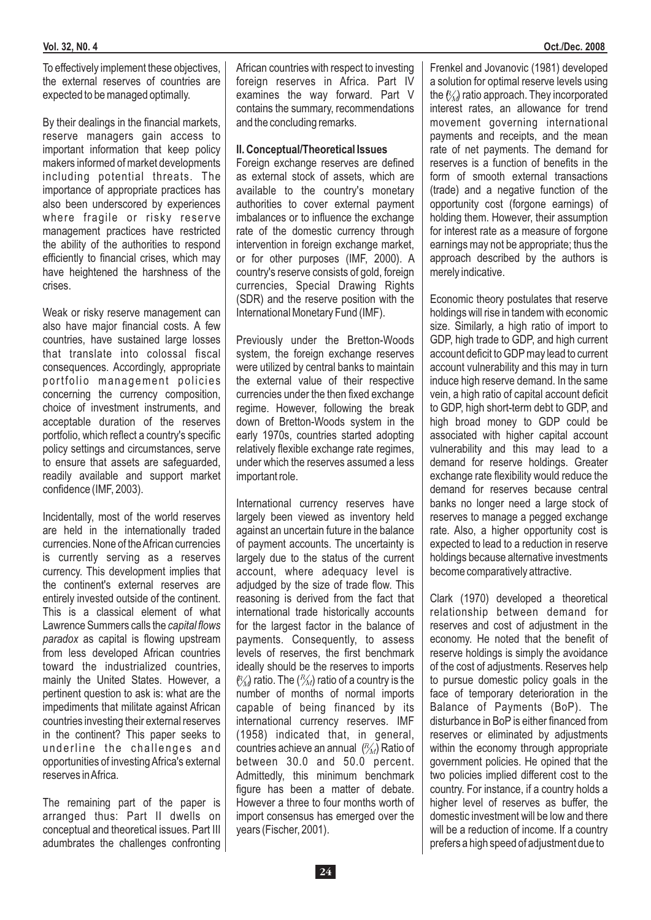To effectively implement these objectives, the external reserves of countries are expected to be managed optimally.

By their dealings in the financial markets, reserve managers gain access to important information that keep policy makers informed of market developments including potential threats. The importance of appropriate practices has also been underscored by experiences where fragile or risky reserve management practices have restricted the ability of the authorities to respond efficiently to financial crises, which may have heightened the harshness of the crises.

Weak or risky reserve management can also have major financial costs. A few countries, have sustained large losses that translate into colossal fiscal consequences. Accordingly, appropriate portfolio management policies concerning the currency composition, choice of investment instruments, and acceptable duration of the reserves portfolio, which reflect a country's specific policy settings and circumstances, serve to ensure that assets are safeguarded, readily available and support market confidence (IMF, 2003).

Incidentally, most of the world reserves are held in the internationally traded currencies. None of the African currencies is currently serving as a reserves currency. This development implies that the continent's external reserves are entirely invested outside of the continent. This is a classical element of what Lawrence Summers calls the *capital flows paradox* as capital is flowing upstream from less developed African countries toward the industrialized countries, mainly the United States. However, a pertinent question to ask is: what are the impediments that militate against African countries investing their external reserves in the continent? This paper seeks to underline the challenges and opportunities of investing Africa's external reserves in Africa.

The remaining part of the paper is arranged thus: Part II dwells on conceptual and theoretical issues. Part III adumbrates the challenges confronting African countries with respect to investing foreign reserves in Africa. Part IV examines the way forward. Part V contains the summary, recommendations and the concluding remarks.

## II. Conceptual/Theoretical Issues

Foreign exchange reserves are defined as external stock of assets, which are available to the country's monetary authorities to cover external payment imbalances or to influence the exchange rate of the domestic currency through intervention in foreign exchange market, or for other purposes (IMF, 2000). A country's reserve consists of gold, foreign currencies, Special Drawing Rights (SDR) and the reserve position with the International Monetary Fund (IMF).

Previously under the Bretton-Woods system, the foreign exchange reserves were utilized by central banks to maintain the external value of their respective currencies under the then fixed exchange regime. However, following the break down of Bretton-Woods system in the early 1970s, countries started adopting relatively flexible exchange rate regimes, under which the reserves assumed a less important role.

International currency reserves have largely been viewed as inventory held against an uncertain future in the balance of payment accounts. The uncertainty is largely due to the status of the current account, where adequacy level is adjudged by the size of trade flow. This reasoning is derived from the fact that international trade historically accounts for the largest factor in the balance of payments. Consequently, to assess levels of reserves, the first benchmark ideally should be the reserves to imports ($R/M$) ratio. The ($R/M$) ratio of a country is the number of months of normal imports capable of being financed by its international currency reserves. IMF (1958) indicated that, in general, countries achieve an annual ($R/M$) Ratio of between 30.0 and 50.0 percent. Admittedly, this minimum benchmark figure has been a matter of debate. However a three to four months worth of import consensus has emerged over the years (Fischer, 2001).

Frenkel and Jovanovic (1981) developed a solution for optimal reserve levels using the ($R/M$) ratio approach. They incorporated interest rates, an allowance for trend movement governing international payments and receipts, and the mean rate of net payments. The demand for reserves is a function of benefits in the form of smooth external transactions (trade) and a negative function of the opportunity cost (forgone earnings) of holding them. However, their assumption for interest rate as a measure of forgone earnings may not be appropriate; thus the approach described by the authors is merely indicative.

Economic theory postulates that reserve holdings will rise in tandem with economic size. Similarly, a high ratio of import to GDP, high trade to GDP, and high current account deficit to GDP may lead to current account vulnerability and this may in turn induce high reserve demand. In the same vein, a high ratio of capital account deficit to GDP, high short-term debt to GDP, and high broad money to GDP could be associated with higher capital account vulnerability and this may lead to a demand for reserve holdings. Greater exchange rate flexibility would reduce the demand for reserves because central banks no longer need a large stock of reserves to manage a pegged exchange rate. Also, a higher opportunity cost is expected to lead to a reduction in reserve holdings because alternative investments become comparatively attractive.

Clark (1970) developed a theoretical relationship between demand for reserves and cost of adjustment in the economy. He noted that the benefit of reserve holdings is simply the avoidance of the cost of adjustments. Reserves help to pursue domestic policy goals in the face of temporary deterioration in the Balance of Payments (BoP). The disturbance in BoP is either financed from reserves or eliminated by adjustments within the economy through appropriate government policies. He opined that the two policies implied different cost to the country. For instance, if a country holds a higher level of reserves as buffer, the domestic investment will be low and there will be a reduction of income. If a country prefers a high speed of adjustment due to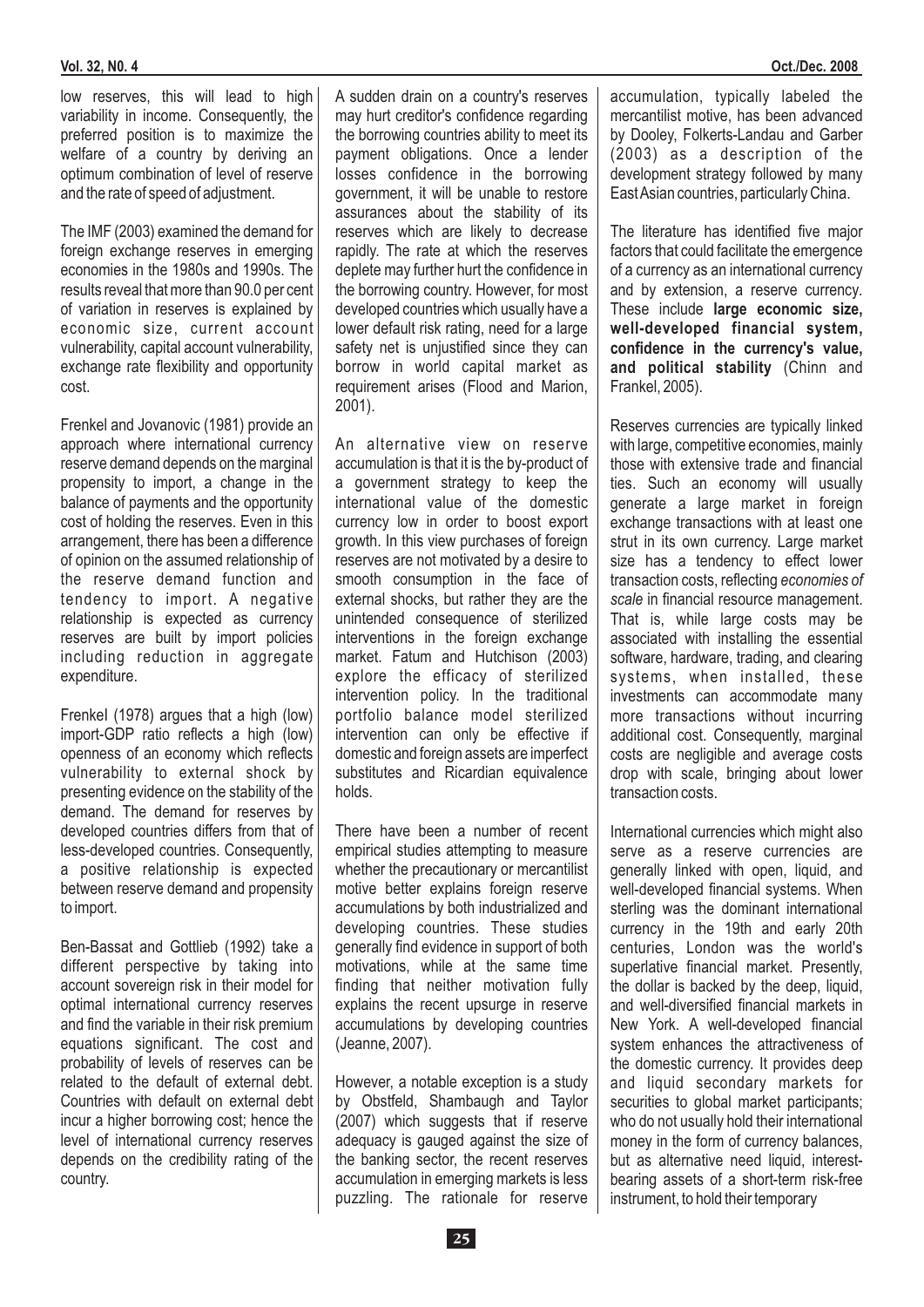low reserves, this will lead to high variability in income. Consequently, the preferred position is to maximize the welfare of a country by deriving an optimum combination of level of reserve and the rate of speed of adjustment.

The IMF (2003) examined the demand for foreign exchange reserves in emerging economies in the 1980s and 1990s. The results reveal that more than 90.0 per cent of variation in reserves is explained by economic size, current account vulnerability, capital account vulnerability, exchange rate flexibility and opportunity cost.

Frenkel and Jovanovic (1981) provide an approach where international currency reserve demand depends on the marginal propensity to import, a change in the balance of payments and the opportunity cost of holding the reserves. Even in this arrangement, there has been a difference of opinion on the assumed relationship of the reserve demand function and tendency to import. A negative relationship is expected as currency reserves are built by import policies including reduction in aggregate expenditure.

Frenkel (1978) argues that a high (low) import-GDP ratio reflects a high (low) openness of an economy which reflects vulnerability to external shock by presenting evidence on the stability of the demand. The demand for reserves by developed countries differs from that of less-developed countries. Consequently, a positive relationship is expected between reserve demand and propensity to import.

Ben-Bassat and Gottlieb (1992) take a different perspective by taking into account sovereign risk in their model for optimal international currency reserves and find the variable in their risk premium equations significant. The cost and probability of levels of reserves can be related to the default of external debt. Countries with default on external debt incur a higher borrowing cost; hence the level of international currency reserves depends on the credibility rating of the country.

A sudden drain on a country's reserves may hurt creditor's confidence regarding the borrowing countries ability to meet its payment obligations. Once a lender losses confidence in the borrowing government, it will be unable to restore assurances about the stability of its reserves which are likely to decrease rapidly. The rate at which the reserves deplete may further hurt the confidence in the borrowing country. However, for most developed countries which usually have a lower default risk rating, need for a large safety net is unjustified since they can borrow in world capital market as requirement arises (Flood and Marion, 2001).

An alternative view on reserve accumulation is that it is the by-product of a government strategy to keep the international value of the domestic currency low in order to boost export growth. In this view purchases of foreign reserves are not motivated by a desire to smooth consumption in the face of external shocks, but rather they are the unintended consequence of sterilized interventions in the foreign exchange market. Fatum and Hutchison (2003) explore the efficacy of sterilized intervention policy. In the traditional portfolio balance model sterilized intervention can only be effective if domestic and foreign assets are imperfect substitutes and Ricardian equivalence holds.

There have been a number of recent empirical studies attempting to measure whether the precautionary or mercantilist motive better explains foreign reserve accumulations by both industrialized and developing countries. These studies generally find evidence in support of both motivations, while at the same time finding that neither motivation fully explains the recent upsurge in reserve accumulations by developing countries (Jeanne, 2007).

However, a notable exception is a study by Obstfeld, Shambaugh and Taylor (2007) which suggests that if reserve adequacy is gauged against the size of the banking sector, the recent reserves accumulation in emerging markets is less puzzling. The rationale for reserve accumulation, typically labeled the mercantilist motive, has been advanced by Dooley, Folkerts-Landau and Garber (2003) as a description of the development strategy followed by many East Asian countries, particularly China.

The literature has identified five major factors that could facilitate the emergence of a currency as an international currency and by extension, a reserve currency. These include **large economic size, well-developed financial system, confidence in the currency's value, and political stability** (Chinn and Frankel, 2005).

Reserves currencies are typically linked with large, competitive economies, mainly those with extensive trade and financial ties. Such an economy will usually generate a large market in foreign exchange transactions with at least one strut in its own currency. Large market size has a tendency to effect lower transaction costs, reflecting *economies of scale* in financial resource management. That is, while large costs may be associated with installing the essential software, hardware, trading, and clearing systems, when installed, these investments can accommodate many more transactions without incurring additional cost. Consequently, marginal costs are negligible and average costs drop with scale, bringing about lower transaction costs.

International currencies which might also serve as a reserve currencies are generally linked with open, liquid, and well-developed financial systems. When sterling was the dominant international currency in the 19th and early 20th centuries, London was the world's superlative financial market. Presently, the dollar is backed by the deep, liquid, and well-diversified financial markets in New York. A well-developed financial system enhances the attractiveness of the domestic currency. It provides deep and liquid secondary markets for securities to global market participants; who do not usually hold their international money in the form of currency balances, but as alternative need liquid, interest-bearing assets of a short-term risk-free instrument, to hold their temporary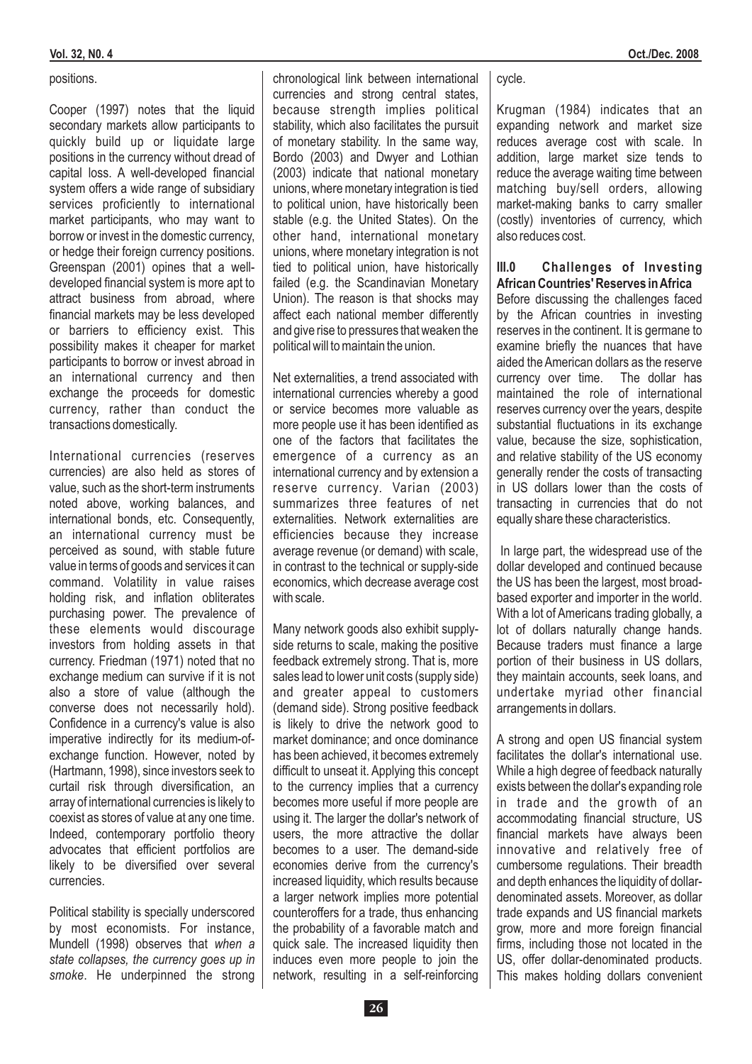positions.

Cooper (1997) notes that the liquid secondary markets allow participants to quickly build up or liquidate large positions in the currency without dread of capital loss. A well-developed financial system offers a wide range of subsidiary services proficiently to international market participants, who may want to borrow or invest in the domestic currency, or hedge their foreign currency positions. Greenspan (2001) opines that a well-developed financial system is more apt to attract business from abroad, where financial markets may be less developed or barriers to efficiency exist. This possibility makes it cheaper for market participants to borrow or invest in an international currency and then exchange the proceeds for domestic currency, rather than conduct the transactions domestically.

International currencies (reserves currencies) are also held as stores of value, such as the short-term instruments noted above, working balances, and international bonds, etc. Consequently, an international currency must be perceived as sound, with stable future value in terms of goods and services it can command. Volatility in value raises holding risk, and inflation obliterates purchasing power. The prevalence of these elements would discourage investors from holding assets in that currency. Friedman (1971) noted that no exchange medium can survive if it is not also a store of value (although the converse does not necessarily hold). Confidence in a currency's value is also imperative indirectly for its medium-of-exchange function. However, noted by (Hartmann, 1998), since investors seek to curtail risk through diversification, an array of international currencies is likely to coexist as stores of value at any one time. Indeed, contemporary portfolio theory advocates that efficient portfolios are likely to be diversified over several currencies.

Political stability is specially underscored by most economists. For instance, Mundell (1998) observes that *when a state collapses, the currency goes up in smoke*. He underpinned the strong chronological link between international currencies and strong central states, because strength implies political stability, which also facilitates the pursuit of monetary stability. In the same way, Bordo (2003) and Dwyer and Lothian (2003) indicate that national monetary unions, where monetary integration is tied to political union, have historically been stable (e.g. the United States). On the other hand, international monetary unions, where monetary integration is not tied to political union, have historically failed (e.g. the Scandinavian Monetary Union). The reason is that shocks may affect each national member differently and give rise to pressures that weaken the political will to maintain the union.

Net externalities, a trend associated with international currencies whereby a good or service becomes more valuable as more people use it has been identified as one of the factors that facilitates the emergence of a currency as an international currency and by extension a reserve currency. Varian (2003) summarizes three features of net externalities. Network externalities are efficiencies because they increase average revenue (or demand) with scale, in contrast to the technical or supply-side economics, which decrease average cost with scale.

Many network goods also exhibit supply-side returns to scale, making the positive feedback extremely strong. That is, more sales lead to lower unit costs (supply side) and greater appeal to customers (demand side). Strong positive feedback is likely to drive the network good to market dominance; and once dominance has been achieved, it becomes extremely difficult to unseat it. Applying this concept to the currency implies that a currency becomes more useful if more people are using it. The larger the dollar's network of users, the more attractive the dollar becomes to a user. The demand-side economies derive from the currency's increased liquidity, which results because a larger network implies more potential counteroffers for a trade, thus enhancing the probability of a favorable match and quick sale. The increased liquidity then induces even more people to join the network, resulting in a self-reinforcing cycle.

Krugman (1984) indicates that an expanding network and market size reduces average cost with scale. In addition, large market size tends to reduce the average waiting time between matching buy/sell orders, allowing market-making banks to carry smaller (costly) inventories of currency, which also reduces cost.

## III.0 Challenges of Investing African Countries' Reserves in Africa

Before discussing the challenges faced by the African countries in investing reserves in the continent. It is germane to examine briefly the nuances that have aided the American dollars as the reserve currency over time. The dollar has maintained the role of international reserves currency over the years, despite substantial fluctuations in its exchange value, because the size, sophistication, and relative stability of the US economy generally render the costs of transacting in US dollars lower than the costs of transacting in currencies that do not equally share these characteristics.

In large part, the widespread use of the dollar developed and continued because the US has been the largest, most broad-based exporter and importer in the world. With a lot of Americans trading globally, a lot of dollars naturally change hands. Because traders must finance a large portion of their business in US dollars, they maintain accounts, seek loans, and undertake myriad other financial arrangements in dollars.

A strong and open US financial system facilitates the dollar's international use. While a high degree of feedback naturally exists between the dollar's expanding role in trade and the growth of an accommodating financial structure, US financial markets have always been innovative and relatively free of cumbersome regulations. Their breadth and depth enhances the liquidity of dollar-denominated assets. Moreover, as dollar trade expands and US financial markets grow, more and more foreign financial firms, including those not located in the US, offer dollar-denominated products. This makes holding dollars convenient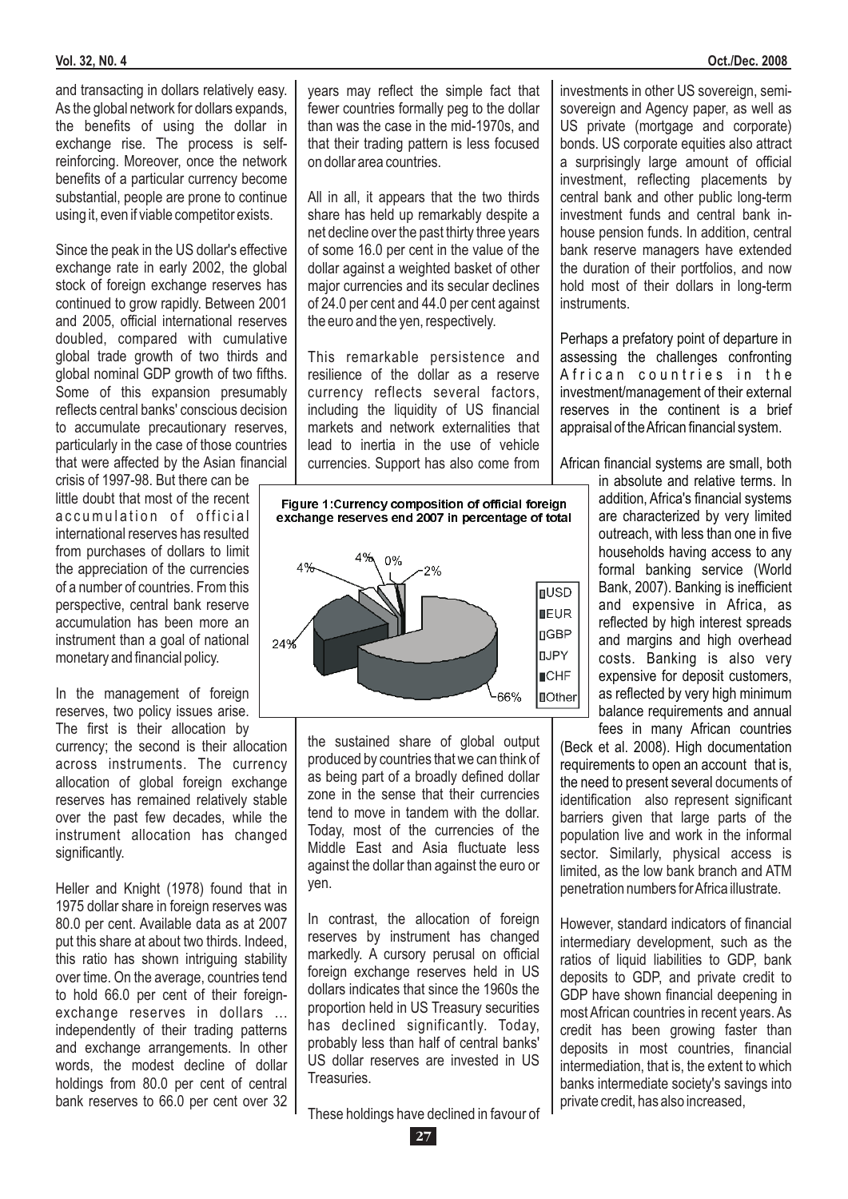and transacting in dollars relatively easy. As the global network for dollars expands, the benefits of using the dollar in exchange rise. The process is self-reinforcing. Moreover, once the network benefits of a particular currency become substantial, people are prone to continue using it, even if viable competitor exists.

Since the peak in the US dollar's effective exchange rate in early 2002, the global stock of foreign exchange reserves has continued to grow rapidly. Between 2001 and 2005, official international reserves doubled, compared with cumulative global trade growth of two thirds and global nominal GDP growth of two fifths. Some of this expansion presumably reflects central banks' conscious decision to accumulate precautionary reserves, particularly in the case of those countries that were affected by the Asian financial crisis of 1997-98. But there can be little doubt that most of the recent accumulation of official international reserves has resulted from purchases of dollars to limit the appreciation of the currencies of a number of countries. From this perspective, central bank reserve accumulation has been more an instrument than a goal of national monetary and financial policy.

In the management of foreign reserves, two policy issues arise. The first is their allocation by currency; the second is their allocation across instruments. The currency allocation of global foreign exchange reserves has remained relatively stable over the past few decades, while the instrument allocation has changed significantly.

Heller and Knight (1978) found that in 1975 dollar share in foreign reserves was 80.0 per cent. Available data as at 2007 put this share at about two thirds. Indeed, this ratio has shown intriguing stability over time. On the average, countries tend to hold 66.0 per cent of their foreign-exchange reserves in dollars ... independently of their trading patterns and exchange arrangements. In other words, the modest decline of dollar holdings from 80.0 per cent of central bank reserves to 66.0 per cent over 32 years may reflect the simple fact that fewer countries formally peg to the dollar than was the case in the mid-1970s, and that their trading pattern is less focused on dollar area countries.

All in all, it appears that the two thirds share has held up remarkably despite a net decline over the past thirty three years of some 16.0 per cent in the value of the dollar against a weighted basket of other major currencies and its secular declines of 24.0 per cent and 44.0 per cent against the euro and the yen, respectively.

This remarkable persistence and resilience of the dollar as a reserve currency reflects several factors, including the liquidity of US financial markets and network externalities that lead to inertia in the use of vehicle currencies. Support has also come from the sustained share of global output produced by countries that we can think of as being part of a broadly defined dollar zone in the sense that their currencies tend to move in tandem with the dollar. Today, most of the currencies of the Middle East and Asia fluctuate less against the dollar than against the euro or yen.

**Figure 1: Currency composition of official foreign exchange reserves end 2007 in percentage of total**

| Currency | Share |
|---|---|
| USD | 66% |
| EUR | 24% |
| GBP | 4% |
| JPY | 4% |
| CHF | 0% |
| Other | 2% |

In contrast, the allocation of foreign reserves by instrument has changed markedly. A cursory perusal on official foreign exchange reserves held in US dollars indicates that since the 1960s the proportion held in US Treasury securities has declined significantly. Today, probably less than half of central banks' US dollar reserves are invested in US Treasuries.

These holdings have declined in favour of investments in other US sovereign, semi-sovereign and Agency paper, as well as US private (mortgage and corporate) bonds. US corporate equities also attract a surprisingly large amount of official investment, reflecting placements by central bank and other public long-term investment funds and central bank in-house pension funds. In addition, central bank reserve managers have extended the duration of their portfolios, and now hold most of their dollars in long-term instruments.

Perhaps a prefatory point of departure in assessing the challenges confronting African countries in the investment/management of their external reserves in the continent is a brief appraisal of the African financial system.

African financial systems are small, both in absolute and relative terms. In addition, Africa's financial systems are characterized by very limited outreach, with less than one in five households having access to any formal banking service (World Bank, 2007). Banking is inefficient and expensive in Africa, as reflected by high interest spreads and margins and high overhead costs. Banking is also very expensive for deposit customers, as reflected by very high minimum balance requirements and annual fees in many African countries (Beck et al. 2008). High documentation requirements to open an account that is, the need to present several documents of identification also represent significant barriers given that large parts of the population live and work in the informal sector. Similarly, physical access is limited, as the low bank branch and ATM penetration numbers for Africa illustrate.

However, standard indicators of financial intermediary development, such as the ratios of liquid liabilities to GDP, bank deposits to GDP, and private credit to GDP have shown financial deepening in most African countries in recent years. As credit has been growing faster than deposits in most countries, financial intermediation, that is, the extent to which banks intermediate society's savings into private credit, has also increased,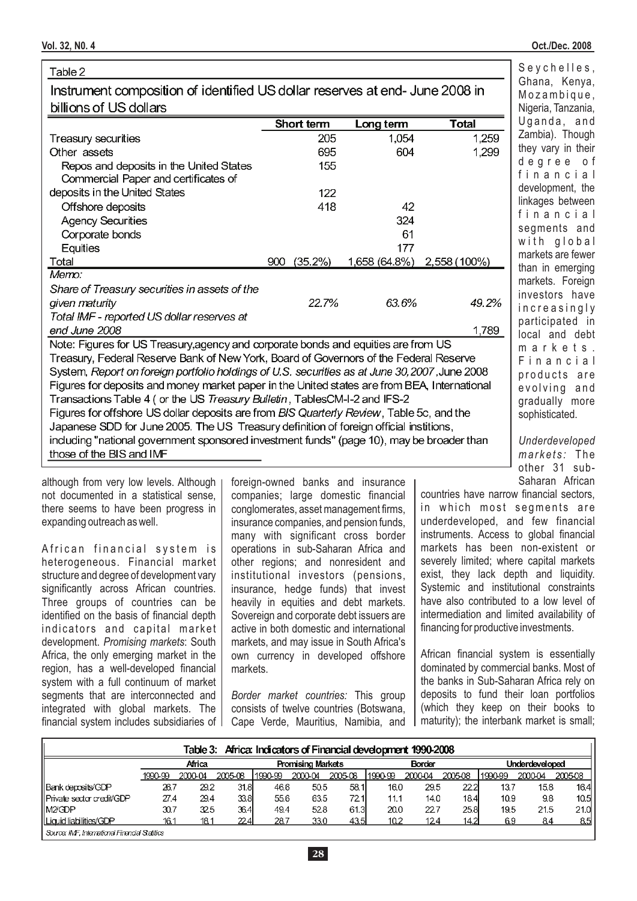Table 2

Instrument composition of identified US dollar reserves at end- June 2008 in billions of US dollars

| | Short term | Long term | Total |
|---|---|---|---|
| Treasury securities | 205 | 1,054 | 1,259 |
| Other assets | 695 | 604 | 1,299 |
| Repos and deposits in the United States | 155 | | |
| Commercial Paper and certificates of deposits in the United States | 122 | | |
| Offshore deposits | 418 | 42 | |
| Agency Securities | | 324 | |
| Corporate bonds | | 61 | |
| Equities | | 177 | |
| Total | 900 (35.2%) | 1,658 (64.8%) | 2,558 (100%) |
| *Memo:* | | | |
| *Share of Treasury securities in assets of the given maturity* | *22.7%* | *63.6%* | *49.2%* |
| *Total IMF - reported US dollar reserves at end June 2008* | | | 1,789 |

Note: Figures for US Treasury,agency and corporate bonds and equities are from US Treasury, Federal Reserve Bank of New York, Board of Governors of the Federal Reserve System, *Report on foreign portfolio holdings of U.S. securities as at June 30, 2007*, June 2008 Figures for deposits and money market paper in the United states are from BEA, International Transactions Table 4 ( or the US *Treasury Bulletin*, TablesCM-I-2 and IFS-2 Figures for offshore US dollar deposits are from *BIS Quarterly Review*, Table 5c, and the Japanese SDD for June 2005. The US Treasury definition of foreign official institions, including "national government sponsored investment funds" (page 10), may be broader than those of the BIS and IMF

although from very low levels. Although not documented in a statistical sense, there seems to have been progress in expanding outreach as well.

African financial system is heterogeneous. Financial market structure and degree of development vary significantly across African countries. Three groups of countries can be identified on the basis of financial depth indicators and capital market development. *Promising markets*: South Africa, the only emerging market in the region, has a well-developed financial system with a full continuum of market segments that are interconnected and integrated with global markets. The financial system includes subsidiaries of foreign-owned banks and insurance companies; large domestic financial conglomerates, asset management firms, insurance companies, and pension funds, many with significant cross border operations in sub-Saharan Africa and other regions; and nonresident and institutional investors (pensions, insurance, hedge funds) that invest heavily in equities and debt markets. Sovereign and corporate debt issuers are active in both domestic and international markets, and may issue in South Africa's own currency in developed offshore markets.

*Border market countries:* This group consists of twelve countries (Botswana, Cape Verde, Mauritius, Namibia, and Seychelles, Ghana, Kenya, Mozambique, Nigeria, Tanzania, Uganda, and Zambia). Though they vary in their degree of financial development, the linkages between financial segments and with global markets are fewer than in emerging markets. Foreign investors have increasingly participated in local and debt markets. Financial products are evolving and gradually more sophisticated.

*Underdeveloped markets:* The other 31 sub-Saharan African countries have narrow financial sectors, in which most segments are underdeveloped, and few financial instruments. Access to global financial markets has been non-existent or severely limited; where capital markets exist, they lack depth and liquidity. Systemic and institutional constraints have also contributed to a low level of intermediation and limited availability of financing for productive investments.

African financial system is essentially dominated by commercial banks. Most of the banks in Sub-Saharan Africa rely on deposits to fund their loan portfolios (which they keep on their books to maturity); the interbank market is small;

Table 3: Africa: Indicators of Financial development 1990-2008

| | Africa | | | Promising Markets | | | Border | | | Underdeveloped | | |
|---|---|---|---|---|---|---|---|---|---|---|---|---|
| | 1990-99 | 2000-04 | 2005-08 | 1990-99 | 2000-04 | 2005-08 | 1990-99 | 2000-04 | 2005-08 | 1990-99 | 2000-04 | 2005-08 |
| Bank deposits/GDP | 26.7 | 29.2 | 31.8 | 46.6 | 50.5 | 58.1 | 16.0 | 29.5 | 22.2 | 13.7 | 15.8 | 16.4 |
| Private sector credit/GDP | 27.4 | 29.4 | 33.8 | 55.6 | 63.5 | 72.1 | 11.1 | 14.0 | 18.4 | 10.9 | 9.8 | 10.5 |
| M2/GDP | 30.7 | 32.5 | 36.4 | 49.4 | 52.8 | 61.3 | 20.0 | 22.7 | 25.8 | 19.5 | 21.5 | 21.0 |
| Liquid liabilities/GDP | 16.1 | 18.1 | 22.4 | 28.7 | 33.0 | 43.5 | 10.2 | 12.4 | 14.2 | 6.9 | 8.4 | 8.5 |

Source: IMF, International Financial Statistics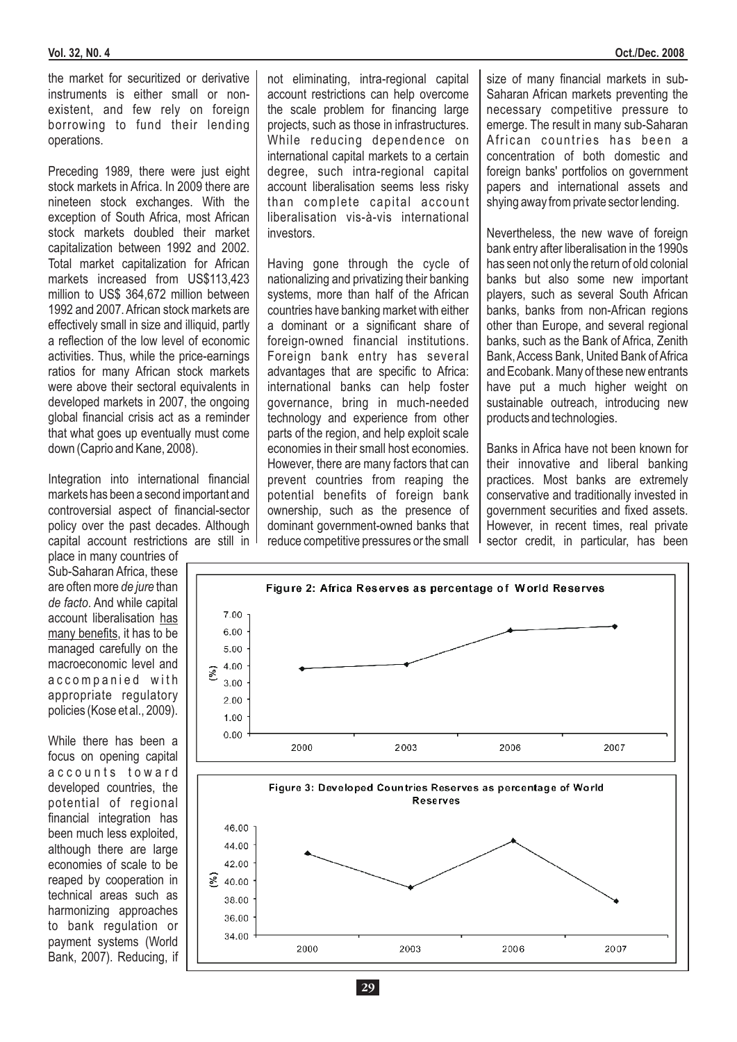the market for securitized or derivative instruments is either small or non-existent, and few rely on foreign borrowing to fund their lending operations.

Preceding 1989, there were just eight stock markets in Africa. In 2009 there are nineteen stock exchanges. With the exception of South Africa, most African stock markets doubled their market capitalization between 1992 and 2002. Total market capitalization for African markets increased from US$113,423 million to US$ 364,672 million between 1992 and 2007. African stock markets are effectively small in size and illiquid, partly a reflection of the low level of economic activities. Thus, while the price-earnings ratios for many African stock markets were above their sectoral equivalents in developed markets in 2007, the ongoing global financial crisis act as a reminder that what goes up eventually must come down (Caprio and Kane, 2008).

Integration into international financial markets has been a second important and controversial aspect of financial-sector policy over the past decades. Although capital account restrictions are still in place in many countries of Sub-Saharan Africa, these are often more *de jure* than *de facto*. And while capital account liberalisation has many benefits, it has to be managed carefully on the macroeconomic level and accompanied with appropriate regulatory policies (Kose et al., 2009).

While there has been a focus on opening capital accounts toward developed countries, the potential of regional financial integration has been much less exploited, although there are large economies of scale to be reaped by cooperation in technical areas such as harmonizing approaches to bank regulation or payment systems (World Bank, 2007). Reducing, if not eliminating, intra-regional capital account restrictions can help overcome the scale problem for financing large projects, such as those in infrastructures. While reducing dependence on international capital markets to a certain degree, such intra-regional capital account liberalisation seems less risky than complete capital account liberalisation vis-à-vis international investors.

Having gone through the cycle of nationalizing and privatizing their banking systems, more than half of the African countries have banking market with either a dominant or a significant share of foreign-owned financial institutions. Foreign bank entry has several advantages that are specific to Africa: international banks can help foster governance, bring in much-needed technology and experience from other parts of the region, and help exploit scale economies in their small host economies. However, there are many factors that can prevent countries from reaping the potential benefits of foreign bank ownership, such as the presence of dominant government-owned banks that reduce competitive pressures or the small size of many financial markets in sub-Saharan African markets preventing the necessary competitive pressure to emerge. The result in many sub-Saharan African countries has been a concentration of both domestic and foreign banks' portfolios on government papers and international assets and shying away from private sector lending.

Nevertheless, the new wave of foreign bank entry after liberalisation in the 1990s has seen not only the return of old colonial banks but also some new important players, such as several South African banks, banks from non-African regions other than Europe, and several regional banks, such as the Bank of Africa, Zenith Bank, Access Bank, United Bank of Africa and Ecobank. Many of these new entrants have put a much higher weight on sustainable outreach, introducing new products and technologies.

Banks in Africa have not been known for their innovative and liberal banking practices. Most banks are extremely conservative and traditionally invested in government securities and fixed assets. However, in recent times, real private sector credit, in particular, has been

**Figure 2: Africa Reserves as percentage of World Reserves**

**Figure 3: Developed Countries Reserves as percentage of World Reserves**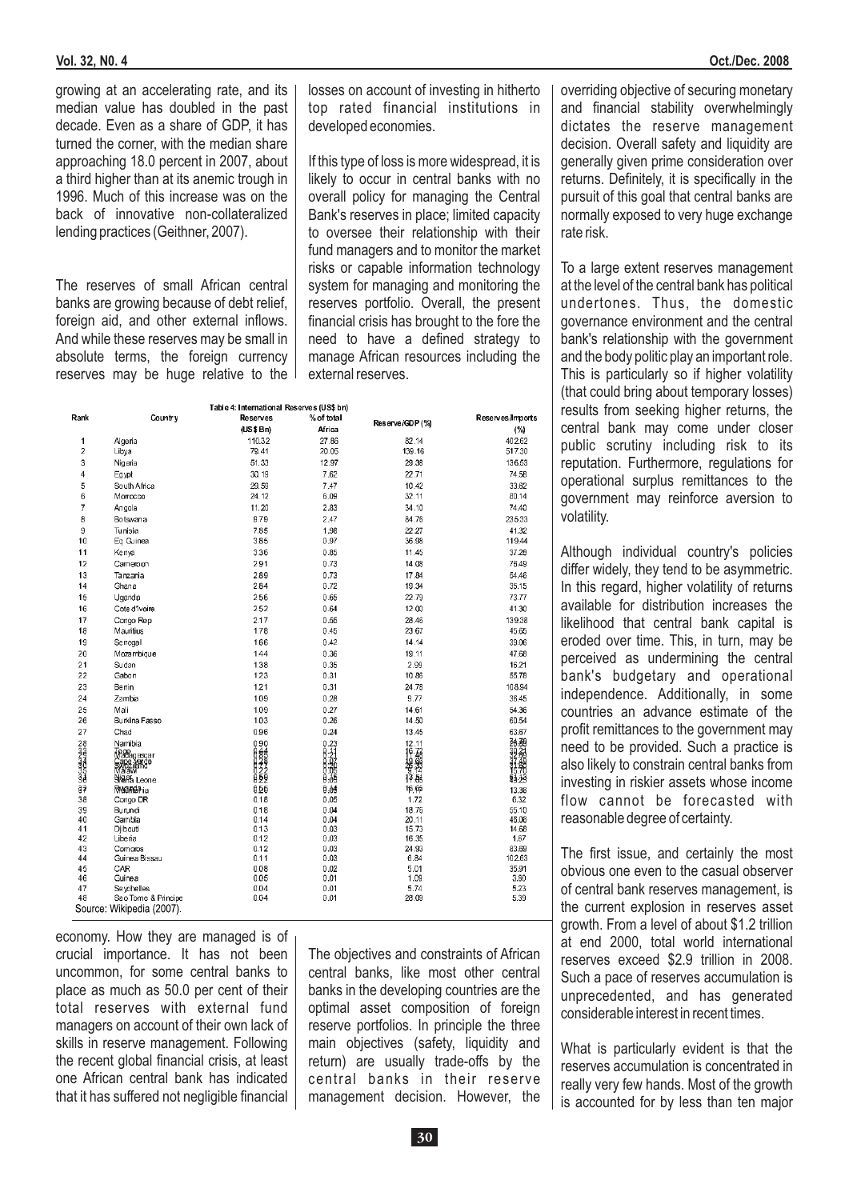growing at an accelerating rate, and its median value has doubled in the past decade. Even as a share of GDP, it has turned the corner, with the median share approaching 18.0 percent in 2007, about a third higher than at its anemic trough in 1996. Much of this increase was on the back of innovative non-collateralized lending practices (Geithner, 2007).

The reserves of small African central banks are growing because of debt relief, foreign aid, and other external inflows. And while these reserves may be small in absolute terms, the foreign currency reserves may be huge relative to the economy. How they are managed is of crucial importance. It has not been uncommon, for some central banks to place as much as 50.0 per cent of their total reserves with external fund managers on account of their own lack of skills in reserve management. Following the recent global financial crisis, at least one African central bank has indicated that it has suffered not negligible financial losses on account of investing in hitherto top rated financial institutions in developed economies.

If this type of loss is more widespread, it is likely to occur in central banks with no overall policy for managing the Central Bank's reserves in place; limited capacity to oversee their relationship with their fund managers and to monitor the market risks or capable information technology system for managing and monitoring the reserves portfolio. Overall, the present financial crisis has brought to the fore the need to have a defined strategy to manage African resources including the external reserves.

Table 4: International Reserves (US$ bn)

| Rank | Country | Reserves (US$ Bn) | % of total Africa | Reserve/GDP (%) | Reserves/Imports (%) |
|---|---|---|---|---|---|
| 1 | Algeria | 110.32 | 27.86 | 82.14 | 402.62 |
| 2 | Libya | 79.41 | 20.05 | 139.16 | 517.30 |
| 3 | Nigeria | 51.33 | 12.97 | 29.38 | 136.63 |
| 4 | Egypt | 30.19 | 7.62 | 22.71 | 74.56 |
| 5 | South Africa | 29.59 | 7.47 | 10.42 | 33.62 |
| 6 | Morocco | 24.12 | 6.09 | 32.11 | 80.14 |
| 7 | Angola | 11.20 | 2.83 | 34.10 | 74.40 |
| 8 | Botswana | 9.79 | 2.47 | 84.76 | 235.33 |
| 9 | Tunisia | 7.85 | 1.98 | 22.27 | 41.32 |
| 10 | Eq. Guinea | 3.85 | 0.97 | 36.98 | 119.44 |
| 11 | Kenya | 3.36 | 0.85 | 11.45 | 37.28 |
| 12 | Cameroon | 2.91 | 0.73 | 14.08 | 76.49 |
| 13 | Tanzania | 2.89 | 0.73 | 17.84 | 64.46 |
| 14 | Ghana | 2.84 | 0.72 | 19.34 | 35.15 |
| 15 | Uganda | 2.56 | 0.65 | 22.73 | 73.77 |
| 16 | Cote d'Ivoire | 2.52 | 0.64 | 12.00 | 41.30 |
| 17 | Congo Rep | 2.17 | 0.55 | 28.46 | 139.38 |
| 18 | Mauritius | 1.78 | 0.45 | 23.67 | 45.65 |
| 19 | Senegal | 1.66 | 0.42 | 14.14 | 39.06 |
| 20 | Mozambique | 1.44 | 0.36 | 18.11 | 47.68 |
| 21 | Sudan | 1.38 | 0.35 | 2.99 | 16.21 |
| 22 | Gabon | 1.23 | 0.31 | 10.86 | 55.78 |
| 23 | Benin | 1.21 | 0.31 | 24.78 | 108.94 |
| 24 | Zambia | 1.09 | 0.28 | 9.77 | 36.45 |
| 25 | Mali | 1.09 | 0.27 | 14.61 | 54.36 |
| 26 | Burkina Fasso | 1.03 | 0.26 | 14.50 | 60.54 |
| 27 | Chad | 0.96 | 0.24 | 13.45 | 63.67 |
| 28 | Namibia | 0.90 | 0.23 | 12.11 | 24.89 |
| 29 | Togo | 0.44 | 0.11 | 16.73 | 30.21 |
| 30 | Madagascar | 0.35 | 0.09 | 17.46 | 33.63 |
| 31 | Cape Verde | 0.28 | 0.07 | 19.68 | 37.39 |
| 32 | Swaziland | 0.27 | 0.07 | 26.33 | 31.82 |
| 33 | Malawi | 0.22 | 0.06 | 9.14 | 13.70 |
| 34 | Niger | 0.22 | 0.05 | 17.85 | 93.15 |
| 35 | Sierra Leone | 0.22 | 0.05 | 17.54 | |
| 36 | Rwanda | 0.20 | 0.05 | 16.65 | |
| 37 | Mauritania | 0.20 | 0.04 | | 13.38 |
| 38 | Congo DR | 0.18 | 0.05 | 1.72 | 6.32 |
| 39 | Burundi | 0.18 | 0.04 | 18.76 | 55.10 |
| 40 | Gambia | 0.14 | 0.04 | 20.11 | 45.06 |
| 41 | Djibouti | 0.13 | 0.03 | 15.73 | 14.66 |
| 42 | Liberia | 0.12 | 0.03 | 16.35 | 1.67 |
| 43 | Comoros | 0.12 | 0.03 | 24.93 | 83.69 |
| 44 | Guinea Bissau | 0.11 | 0.03 | 6.84 | 102.63 |
| 45 | CAR | 0.08 | 0.02 | 5.01 | 35.91 |
| 46 | Guinea | 0.05 | 0.01 | 1.09 | 3.60 |
| 47 | Seychelles | 0.04 | 0.01 | 5.74 | 5.23 |
| 48 | Sao Tome & Principe | 0.04 | 0.01 | 28.09 | 5.39 |

Source: Wikipedia (2007).

The objectives and constraints of African central banks, like most other central banks in the developing countries are the optimal asset composition of foreign reserve portfolios. In principle the three main objectives (safety, liquidity and return) are usually trade-offs by the central banks in their reserve management decision. However, the overriding objective of securing monetary and financial stability overwhelmingly dictates the reserve management decision. Overall safety and liquidity are generally given prime consideration over returns. Definitely, it is specifically in the pursuit of this goal that central banks are normally exposed to very huge exchange rate risk.

To a large extent reserves management at the level of the central bank has political undertones. Thus, the domestic governance environment and the central bank's relationship with the government and the body politic play an important role. This is particularly so if higher volatility (that could bring about temporary losses) results from seeking higher returns, the central bank may come under closer public scrutiny including risk to its reputation. Furthermore, regulations for operational surplus remittances to the government may reinforce aversion to volatility.

Although individual country's policies differ widely, they tend to be asymmetric. In this regard, higher volatility of returns available for distribution increases the likelihood that central bank capital is eroded over time. This, in turn, may be perceived as undermining the central bank's budgetary and operational independence. Additionally, in some countries an advance estimate of the profit remittances to the government may need to be provided. Such a practice is also likely to constrain central banks from investing in riskier assets whose income flow cannot be forecasted with reasonable degree of certainty.

The first issue, and certainly the most obvious one even to the casual observer of central bank reserves management, is the current explosion in reserves asset growth. From a level of about $1.2 trillion at end 2000, total world international reserves exceed $2.9 trillion in 2008. Such a pace of reserves accumulation is unprecedented, and has generated considerable interest in recent times.

What is particularly evident is that the reserves accumulation is concentrated in really very few hands. Most of the growth is accounted for by less than ten major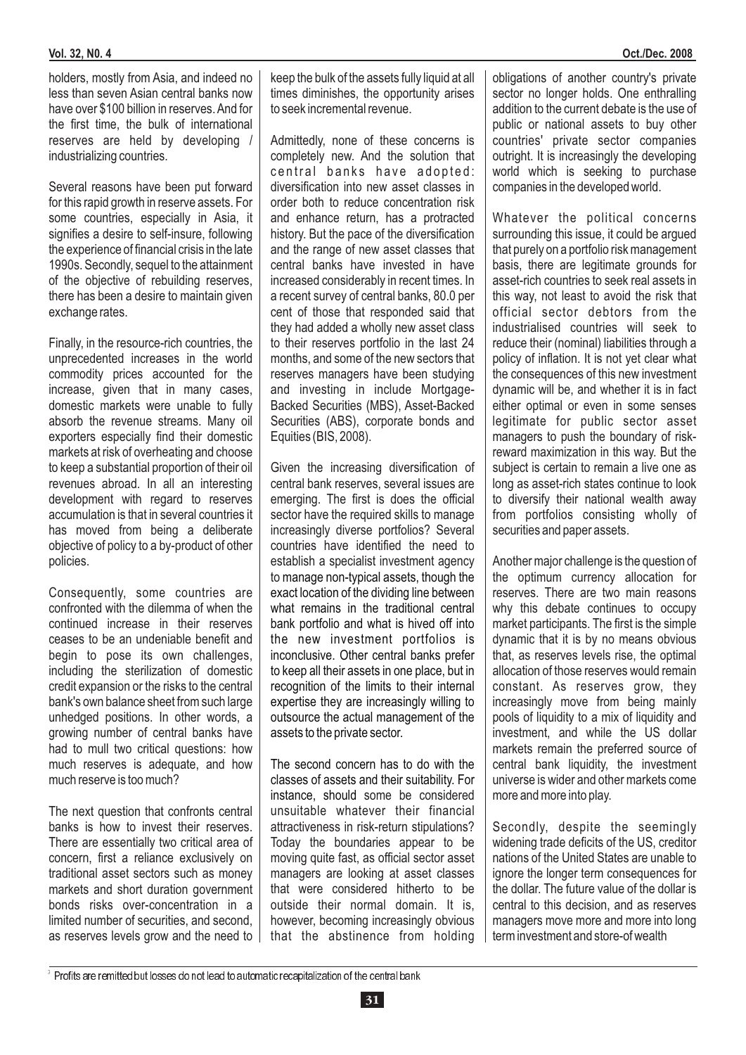holders, mostly from Asia, and indeed no less than seven Asian central banks now have over $100 billion in reserves. And for the first time, the bulk of international reserves are held by developing / industrializing countries.

Several reasons have been put forward for this rapid growth in reserve assets. For some countries, especially in Asia, it signifies a desire to self-insure, following the experience of financial crisis in the late 1990s. Secondly, sequel to the attainment of the objective of rebuilding reserves, there has been a desire to maintain given exchange rates.

Finally, in the resource-rich countries, the unprecedented increases in the world commodity prices accounted for the increase, given that in many cases, domestic markets were unable to fully absorb the revenue streams. Many oil exporters especially find their domestic markets at risk of overheating and choose to keep a substantial proportion of their oil revenues abroad. In all an interesting development with regard to reserves accumulation is that in several countries it has moved from being a deliberate objective of policy to a by-product of other policies.

Consequently, some countries are confronted with the dilemma of when the continued increase in their reserves ceases to be an undeniable benefit and begin to pose its own challenges, including the sterilization of domestic credit expansion or the risks to the central bank's own balance sheet from such large unhedged positions. In other words, a growing number of central banks have had to mull two critical questions: how much reserves is adequate, and how much reserve is too much?

The next question that confronts central banks is how to invest their reserves. There are essentially two critical area of concern, first a reliance exclusively on traditional asset sectors such as money markets and short duration government bonds risks over-concentration in a limited number of securities, and second, as reserves levels grow and the need to keep the bulk of the assets fully liquid at all times diminishes, the opportunity arises to seek incremental revenue.

Admittedly, none of these concerns is completely new. And the solution that central banks have adopted: diversification into new asset classes in order both to reduce concentration risk and enhance return, has a protracted history. But the pace of the diversification and the range of new asset classes that central banks have invested in have increased considerably in recent times. In a recent survey of central banks, 80.0 per cent of those that responded said that they had added a wholly new asset class to their reserves portfolio in the last 24 months, and some of the new sectors that reserves managers have been studying and investing in include Mortgage-Backed Securities (MBS), Asset-Backed Securities (ABS), corporate bonds and Equities (BIS, 2008).

Given the increasing diversification of central bank reserves, several issues are emerging. The first is does the official sector have the required skills to manage increasingly diverse portfolios? Several countries have identified the need to establish a specialist investment agency to manage non-typical assets, though the exact location of the dividing line between what remains in the traditional central bank portfolio and what is hived off into the new investment portfolios is inconclusive. Other central banks prefer to keep all their assets in one place, but in recognition of the limits to their internal expertise they are increasingly willing to outsource the actual management of the assets to the private sector.

The second concern has to do with the classes of assets and their suitability. For instance, should some be considered unsuitable whatever their financial attractiveness in risk-return stipulations? Today the boundaries appear to be moving quite fast, as official sector asset managers are looking at asset classes that were considered hitherto to be outside their normal domain. It is, however, becoming increasingly obvious that the abstinence from holding obligations of another country's private sector no longer holds. One enthralling addition to the current debate is the use of public or national assets to buy other countries' private sector companies outright. It is increasingly the developing world which is seeking to purchase companies in the developed world.

Whatever the political concerns surrounding this issue, it could be argued that purely on a portfolio risk management basis, there are legitimate grounds for asset-rich countries to seek real assets in this way, not least to avoid the risk that official sector debtors from the industrialised countries will seek to reduce their (nominal) liabilities through a policy of inflation. It is not yet clear what the consequences of this new investment dynamic will be, and whether it is in fact either optimal or even in some senses legitimate for public sector asset managers to push the boundary of risk-reward maximization in this way. But the subject is certain to remain a live one as long as asset-rich states continue to look to diversify their national wealth away from portfolios consisting wholly of securities and paper assets.

Another major challenge is the question of the optimum currency allocation for reserves. There are two main reasons why this debate continues to occupy market participants. The first is the simple dynamic that it is by no means obvious that, as reserves levels rise, the optimal allocation of those reserves would remain constant. As reserves grow, they increasingly move from being mainly pools of liquidity to a mix of liquidity and investment, and while the US dollar markets remain the preferred source of central bank liquidity, the investment universe is wider and other markets come more and more into play.

Secondly, despite the seemingly widening trade deficits of the US, creditor nations of the United States are unable to ignore the longer term consequences for the dollar. The future value of the dollar is central to this decision, and as reserves managers move more and more into long term investment and store-of-wealth

[2] Profits are remitted but losses do not lead to automatic recapitalization of the central bank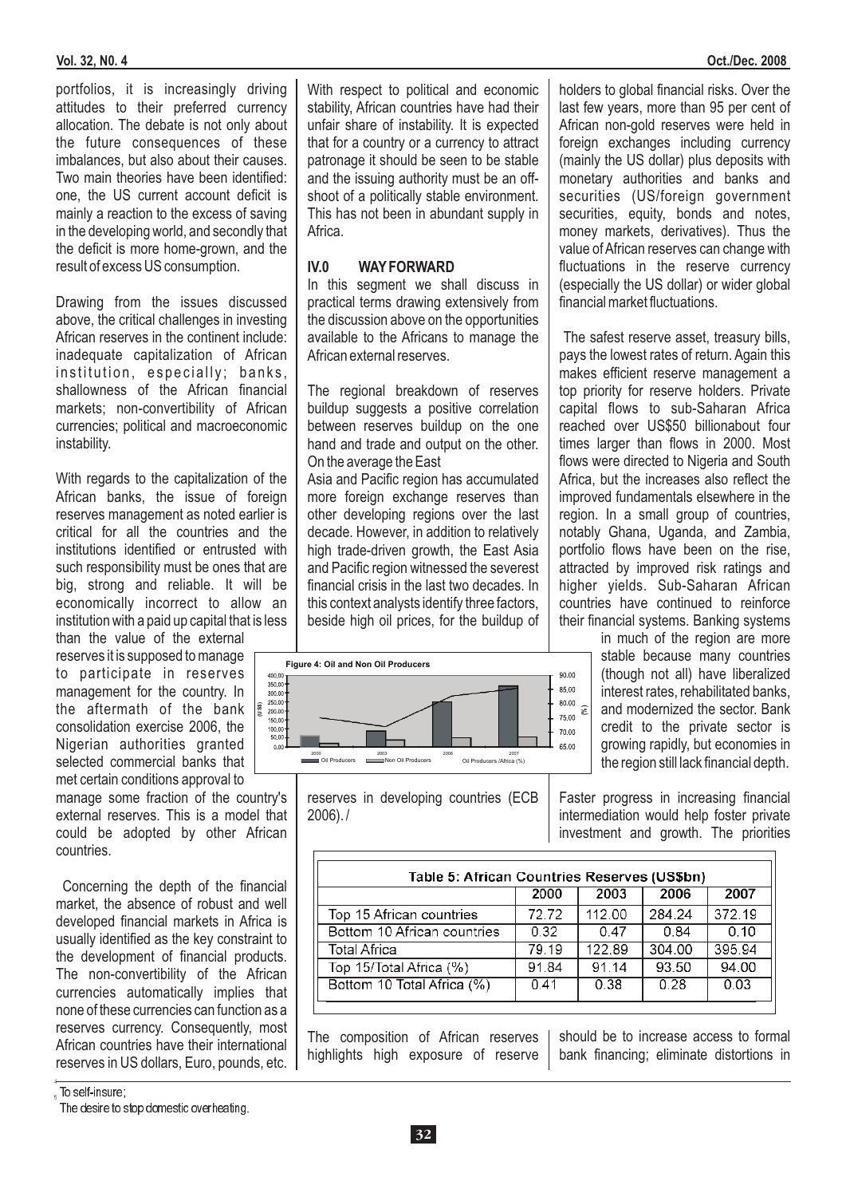portfolios, it is increasingly driving attitudes to their preferred currency allocation. The debate is not only about the future consequences of these imbalances, but also about their causes. Two main theories have been identified: one, the US current account deficit is mainly a reaction to the excess of saving in the developing world, and secondly that the deficit is more home-grown, and the result of excess US consumption.

Drawing from the issues discussed above, the critical challenges in investing African reserves in the continent include: inadequate capitalization of African institution, especially; banks, shallowness of the African financial markets; non-convertibility of African currencies; political and macroeconomic instability.

With regards to the capitalization of the African banks, the issue of foreign reserves management as noted earlier is critical for all the countries and the institutions identified or entrusted with such responsibility must be ones that are big, strong and reliable. It will be economically incorrect to allow an institution with a paid up capital that is less than the value of the external reserves it is supposed to manage to participate in reserves management for the country. In the aftermath of the bank consolidation exercise 2006, the Nigerian authorities granted selected commercial banks that met certain conditions approval to manage some fraction of the country's external reserves. This is a model that could be adopted by other African countries.

Concerning the depth of the financial market, the absence of robust and well developed financial markets in Africa is usually identified as the key constraint to the development of financial products. The non-convertibility of the African currencies automatically implies that none of these currencies can function as a reserves currency. Consequently, most African countries have their international reserves in US dollars, Euro, pounds, etc.

With respect to political and economic stability, African countries have had their unfair share of instability. It is expected that for a country or a currency to attract patronage it should be seen to be stable and the issuing authority must be an off-shoot of a politically stable environment. This has not been in abundant supply in Africa.

## IV.0 WAY FORWARD

In this segment we shall discuss in practical terms drawing extensively from the discussion above on the opportunities available to the Africans to manage the African external reserves.

The regional breakdown of reserves buildup suggests a positive correlation between reserves buildup on the one hand and trade and output on the other. On the average the East Asia and Pacific region has accumulated more foreign exchange reserves than other developing regions over the last decade. However, in addition to relatively high trade-driven growth, the East Asia and Pacific region witnessed the severest financial crisis in the last two decades. In this context analysts identify three factors, beside high oil prices, for the buildup of reserves in developing countries (ECB 2006). /

**Figure 4: Oil and Non Oil Producers**

holders to global financial risks. Over the last few years, more than 95 per cent of African non-gold reserves were held in foreign exchanges including currency (mainly the US dollar) plus deposits with monetary authorities and banks and securities (US/foreign government securities, equity, bonds and notes, money markets, derivatives). Thus the value of African reserves can change with fluctuations in the reserve currency (especially the US dollar) or wider global financial market fluctuations.

The safest reserve asset, treasury bills, pays the lowest rates of return. Again this makes efficient reserve management a top priority for reserve holders. Private capital flows to sub-Saharan Africa reached over US$50 billionabout four times larger than flows in 2000. Most flows were directed to Nigeria and South Africa, but the increases also reflect the improved fundamentals elsewhere in the region. In a small group of countries, notably Ghana, Uganda, and Zambia, portfolio flows have been on the rise, attracted by improved risk ratings and higher yields. Sub-Saharan African countries have continued to reinforce their financial systems. Banking systems in much of the region are more stable because many countries (though not all) have liberalized interest rates, rehabilitated banks, and modernized the sector. Bank credit to the private sector is growing rapidly, but economies in the region still lack financial depth.

Faster progress in increasing financial intermediation would help foster private investment and growth. The priorities should be to increase access to formal bank financing; eliminate distortions in

**Table 5: African Countries Reserves (US$bn)**

| | 2000 | 2003 | 2006 | 2007 |
|---|---|---|---|---|
| Top 15 African countries | 72.72 | 112.00 | 284.24 | 372.19 |
| Bottom 10 African countries | 0.32 | 0.47 | 0.84 | 0.10 |
| Total Africa | 79.19 | 122.89 | 304.00 | 395.94 |
| Top 15/Total Africa (%) | 91.84 | 91.14 | 93.50 | 94.00 |
| Bottom 10 Total Africa (%) | 0.41 | 0.38 | 0.28 | 0.03 |

The composition of African reserves highlights high exposure of reserve

[4] To self-insure;

[5] The desire to stop domestic overheating.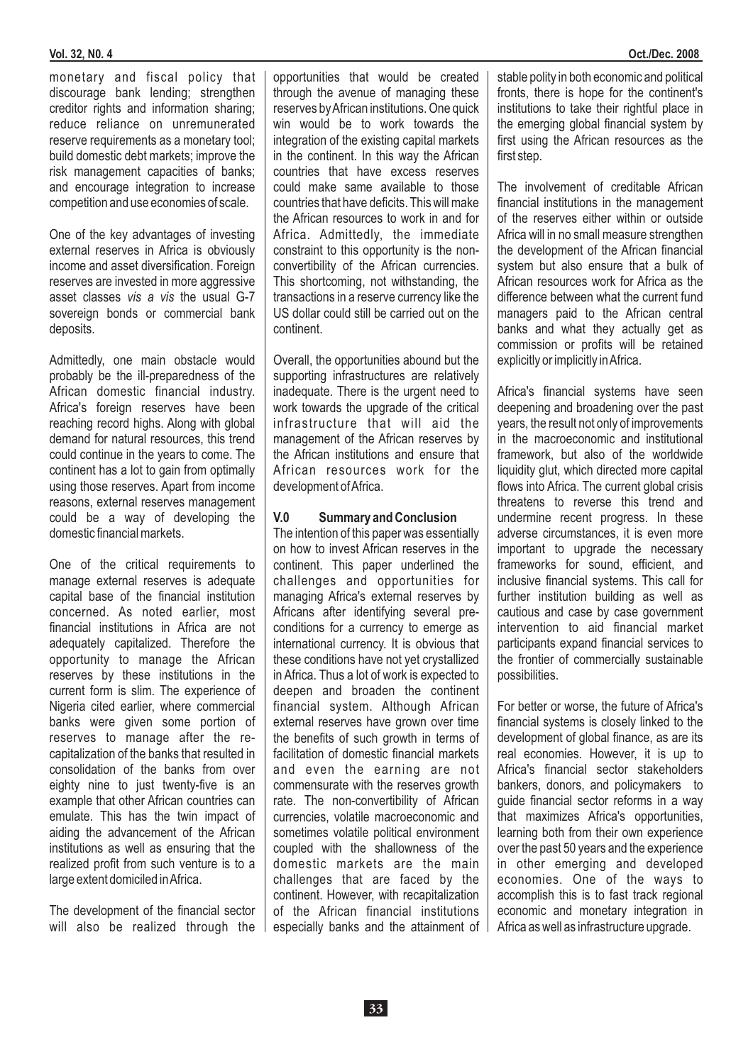monetary and fiscal policy that discourage bank lending; strengthen creditor rights and information sharing; reduce reliance on unremunerated reserve requirements as a monetary tool; build domestic debt markets; improve the risk management capacities of banks; and encourage integration to increase competition and use economies of scale.

One of the key advantages of investing external reserves in Africa is obviously income and asset diversification. Foreign reserves are invested in more aggressive asset classes *vis a vis* the usual G-7 sovereign bonds or commercial bank deposits.

Admittedly, one main obstacle would probably be the ill-preparedness of the African domestic financial industry. Africa's foreign reserves have been reaching record highs. Along with global demand for natural resources, this trend could continue in the years to come. The continent has a lot to gain from optimally using those reserves. Apart from income reasons, external reserves management could be a way of developing the domestic financial markets.

One of the critical requirements to manage external reserves is adequate capital base of the financial institution concerned. As noted earlier, most financial institutions in Africa are not adequately capitalized. Therefore the opportunity to manage the African reserves by these institutions in the current form is slim. The experience of Nigeria cited earlier, where commercial banks were given some portion of reserves to manage after the re-capitalization of the banks that resulted in consolidation of the banks from over eighty nine to just twenty-five is an example that other African countries can emulate. This has the twin impact of aiding the advancement of the African institutions as well as ensuring that the realized profit from such venture is to a large extent domiciled in Africa.

The development of the financial sector will also be realized through the opportunities that would be created through the avenue of managing these reserves by African institutions. One quick win would be to work towards the integration of the existing capital markets in the continent. In this way the African countries that have excess reserves could make same available to those countries that have deficits. This will make the African resources to work in and for Africa. Admittedly, the immediate constraint to this opportunity is the non-convertibility of the African currencies. This shortcoming, not withstanding, the transactions in a reserve currency like the US dollar could still be carried out on the continent.

Overall, the opportunities abound but the supporting infrastructures are relatively inadequate. There is the urgent need to work towards the upgrade of the critical infrastructure that will aid the management of the African reserves by the African institutions and ensure that African resources work for the development of Africa.

## V.0 Summary and Conclusion

The intention of this paper was essentially on how to invest African reserves in the continent. This paper underlined the challenges and opportunities for managing Africa's external reserves by Africans after identifying several pre-conditions for a currency to emerge as international currency. It is obvious that these conditions have not yet crystallized in Africa. Thus a lot of work is expected to deepen and broaden the continent financial system. Although African external reserves have grown over time the benefits of such growth in terms of facilitation of domestic financial markets and even the earning are not commensurate with the reserves growth rate. The non-convertibility of African currencies, volatile macroeconomic and sometimes volatile political environment coupled with the shallowness of the domestic markets are the main challenges that are faced by the continent. However, with recapitalization of the African financial institutions especially banks and the attainment of stable polity in both economic and political fronts, there is hope for the continent's institutions to take their rightful place in the emerging global financial system by first using the African resources as the first step.

The involvement of creditable African financial institutions in the management of the reserves either within or outside Africa will in no small measure strengthen the development of the African financial system but also ensure that a bulk of African resources work for Africa as the difference between what the current fund managers paid to the African central banks and what they actually get as commission or profits will be retained explicitly or implicitly in Africa.

Africa's financial systems have seen deepening and broadening over the past years, the result not only of improvements in the macroeconomic and institutional framework, but also of the worldwide liquidity glut, which directed more capital flows into Africa. The current global crisis threatens to reverse this trend and undermine recent progress. In these adverse circumstances, it is even more important to upgrade the necessary frameworks for sound, efficient, and inclusive financial systems. This call for further institution building as well as cautious and case by case government intervention to aid financial market participants expand financial services to the frontier of commercially sustainable possibilities.

For better or worse, the future of Africa's financial systems is closely linked to the development of global finance, as are its real economies. However, it is up to Africa's financial sector stakeholders bankers, donors, and policymakers to guide financial sector reforms in a way that maximizes Africa's opportunities, learning both from their own experience over the past 50 years and the experience in other emerging and developed economies. One of the ways to accomplish this is to fast track regional economic and monetary integration in Africa as well as infrastructure upgrade.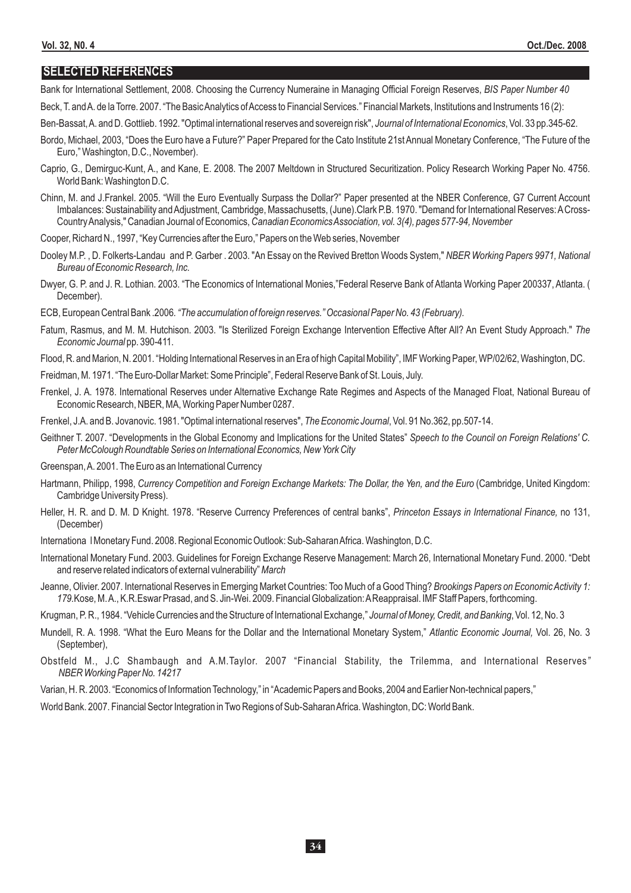## SELECTED REFERENCES

Bank for International Settlement, 2008. Choosing the Currency Numeraine in Managing Official Foreign Reserves, *BIS Paper Number 40*

Beck, T. and A. de la Torre. 2007. "The Basic Analytics of Access to Financial Services." Financial Markets, Institutions and Instruments 16 (2):

Ben-Bassat, A. and D. Gottlieb. 1992. "Optimal international reserves and sovereign risk", *Journal of International Economics*, Vol. 33 pp.345-62.

Bordo, Michael, 2003, "Does the Euro have a Future?" Paper Prepared for the Cato Institute 21st Annual Monetary Conference, "The Future of the Euro," Washington, D.C., November).

Caprio, G., Demirguc-Kunt, A., and Kane, E. 2008. The 2007 Meltdown in Structured Securitization. Policy Research Working Paper No. 4756. World Bank: Washington D.C.

Chinn, M. and J.Frankel. 2005. "Will the Euro Eventually Surpass the Dollar?" Paper presented at the NBER Conference, G7 Current Account Imbalances: Sustainability and Adjustment, Cambridge, Massachusetts, (June).Clark P.B. 1970. "Demand for International Reserves: A Cross-Country Analysis," Canadian Journal of Economics, *Canadian Economics Association, vol. 3(4), pages 577-94, November*

Cooper, Richard N., 1997, "Key Currencies after the Euro," Papers on the Web series, November

Dooley M.P. , D. Folkerts-Landau and P. Garber . 2003. "An Essay on the Revived Bretton Woods System," *NBER Working Papers 9971, National Bureau of Economic Research, Inc.*

Dwyer, G. P. and J. R. Lothian. 2003. "The Economics of International Monies,"Federal Reserve Bank of Atlanta Working Paper 200337, Atlanta. ( December).

ECB, European Central Bank .2006. *"The accumulation of foreign reserves." Occasional Paper No. 43 (February).*

Fatum, Rasmus, and M. M. Hutchison. 2003. "Is Sterilized Foreign Exchange Intervention Effective After All? An Event Study Approach." *The Economic Journal* pp. 390-411.

Flood, R. and Marion, N. 2001. "Holding International Reserves in an Era of high Capital Mobility", IMF Working Paper, WP/02/62, Washington, DC.

Freidman, M. 1971. "The Euro-Dollar Market: Some Principle", Federal Reserve Bank of St. Louis, July.

Frenkel, J. A. 1978. International Reserves under Alternative Exchange Rate Regimes and Aspects of the Managed Float, National Bureau of Economic Research, NBER, MA, Working Paper Number 0287.

Frenkel, J.A. and B. Jovanovic. 1981. "Optimal international reserves", *The Economic Journal*, Vol. 91 No.362, pp.507-14.

Geithner T. 2007. "Developments in the Global Economy and Implications for the United States" *Speech to the Council on Foreign Relations' C. Peter McCologh Roundtable Series on International Economics, New York City*

Greenspan, A. 2001. The Euro as an International Currency

Hartmann, Philipp, 1998, *Currency Competition and Foreign Exchange Markets: The Dollar, the Yen, and the Euro* (Cambridge, United Kingdom: Cambridge University Press).

Heller, H. R. and D. M. D Knight. 1978. "Reserve Currency Preferences of central banks", *Princeton Essays in International Finance,* no 131, (December)

Internationa l Monetary Fund. 2008. Regional Economic Outlook: Sub-Saharan Africa. Washington, D.C.

International Monetary Fund. 2003. Guidelines for Foreign Exchange Reserve Management: March 26, International Monetary Fund. 2000. "Debt and reserve related indicators of external vulnerability" *March*

Jeanne, Olivier. 2007. International Reserves in Emerging Market Countries: Too Much of a Good Thing? *Brookings Papers on Economic Activity 1: 179.*Kose, M. A., K.R.Eswar Prasad, and S. Jin-Wei. 2009. Financial Globalization: A Reappraisal. IMF Staff Papers, forthcoming.

Krugman, P. R., 1984. "Vehicle Currencies and the Structure of International Exchange," *Journal of Money, Credit, and Banking*, Vol. 12, No. 3

Mundell, R. A. 1998. "What the Euro Means for the Dollar and the International Monetary System," *Atlantic Economic Journal,* Vol. 26, No. 3 (September),

Obstfeld M., J.C Shambaugh and A.M.Taylor. 2007 "Financial Stability, the Trilemma, and International Reserves" *NBER Working Paper No. 14217*

Varian, H. R. 2003. "Economics of Information Technology," in "Academic Papers and Books, 2004 and Earlier Non-technical papers,"

World Bank. 2007. Financial Sector Integration in Two Regions of Sub-Saharan Africa. Washington, DC: World Bank.